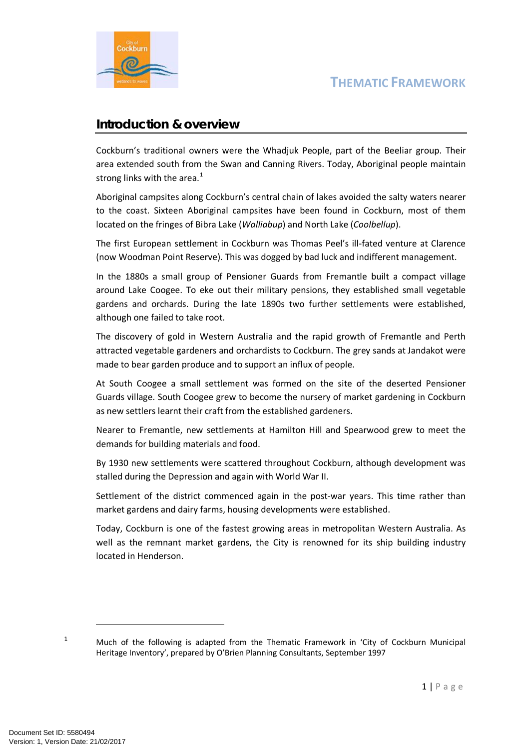# THEMATIC FRAMEWORK

## Introduction & overview

Cockburn's traditional owners were the Whadjuk People, part of the Beeliar group. Their area extended south from the Swan and Canning Rivers. Today, Aboriginal people maintain strong links with the area.[1]

Aboriginal campsites along Cockburn's central chain of lakes avoided the salty waters nearer to the coast. Sixteen Aboriginal campsites have been found in Cockburn, most of them located on the fringes of Bibra Lake (*Walliabup*) and North Lake (*Coolbellup*).

The first European settlement in Cockburn was Thomas Peel's ill-fated venture at Clarence (now Woodman Point Reserve). This was dogged by bad luck and indifferent management.

In the 1880s a small group of Pensioner Guards from Fremantle built a compact village around Lake Coogee. To eke out their military pensions, they established small vegetable gardens and orchards. During the late 1890s two further settlements were established, although one failed to take root.

The discovery of gold in Western Australia and the rapid growth of Fremantle and Perth attracted vegetable gardeners and orchardists to Cockburn. The grey sands at Jandakot were made to bear garden produce and to support an influx of people.

At South Coogee a small settlement was formed on the site of the deserted Pensioner Guards village. South Coogee grew to become the nursery of market gardening in Cockburn as new settlers learnt their craft from the established gardeners.

Nearer to Fremantle, new settlements at Hamilton Hill and Spearwood grew to meet the demands for building materials and food.

By 1930 new settlements were scattered throughout Cockburn, although development was stalled during the Depression and again with World War II.

Settlement of the district commenced again in the post-war years. This time rather than market gardens and dairy farms, housing developments were established.

Today, Cockburn is one of the fastest growing areas in metropolitan Western Australia. As well as the remnant market gardens, the City is renowned for its ship building industry located in Henderson.

---

[1] Much of the following is adapted from the Thematic Framework in 'City of Cockburn Municipal Heritage Inventory', prepared by O'Brien Planning Consultants, September 1997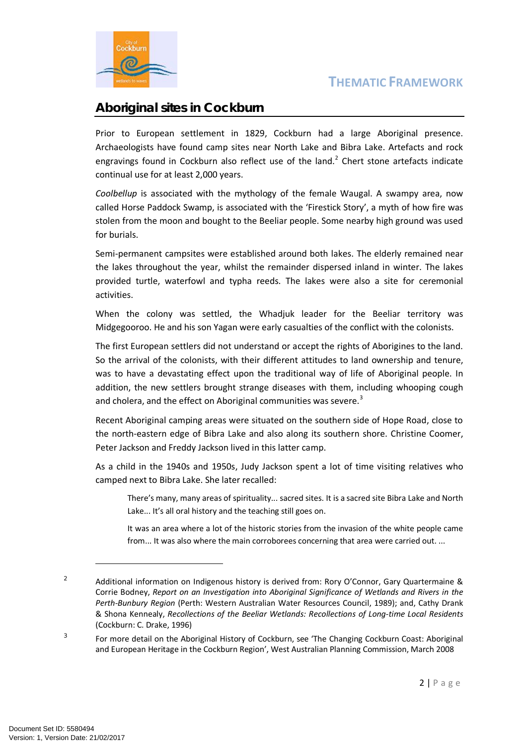## Aboriginal sites in Cockburn

Prior to European settlement in 1829, Cockburn had a large Aboriginal presence. Archaeologists have found camp sites near North Lake and Bibra Lake. Artefacts and rock engravings found in Cockburn also reflect use of the land.[2] Chert stone artefacts indicate continual use for at least 2,000 years.

*Coolbellup* is associated with the mythology of the female Waugal. A swampy area, now called Horse Paddock Swamp, is associated with the 'Firestick Story', a myth of how fire was stolen from the moon and bought to the Beeliar people. Some nearby high ground was used for burials.

Semi-permanent campsites were established around both lakes. The elderly remained near the lakes throughout the year, whilst the remainder dispersed inland in winter. The lakes provided turtle, waterfowl and typha reeds. The lakes were also a site for ceremonial activities.

When the colony was settled, the Whadjuk leader for the Beeliar territory was Midgegooroo. He and his son Yagan were early casualties of the conflict with the colonists.

The first European settlers did not understand or accept the rights of Aborigines to the land. So the arrival of the colonists, with their different attitudes to land ownership and tenure, was to have a devastating effect upon the traditional way of life of Aboriginal people. In addition, the new settlers brought strange diseases with them, including whooping cough and cholera, and the effect on Aboriginal communities was severe.[3]

Recent Aboriginal camping areas were situated on the southern side of Hope Road, close to the north-eastern edge of Bibra Lake and also along its southern shore. Christine Coomer, Peter Jackson and Freddy Jackson lived in this latter camp.

As a child in the 1940s and 1950s, Judy Jackson spent a lot of time visiting relatives who camped next to Bibra Lake. She later recalled:

> There's many, many areas of spirituality... sacred sites. It is a sacred site Bibra Lake and North Lake... It's all oral history and the teaching still goes on.
>
> It was an area where a lot of the historic stories from the invasion of the white people came from... It was also where the main corroborees concerning that area were carried out. ...

---

[2] Additional information on Indigenous history is derived from: Rory O'Connor, Gary Quartermaine & Corrie Bodney, *Report on an Investigation into Aboriginal Significance of Wetlands and Rivers in the Perth-Bunbury Region* (Perth: Western Australian Water Resources Council, 1989); and, Cathy Drank & Shona Kennealy, *Recollections of the Beeliar Wetlands: Recollections of Long-time Local Residents* (Cockburn: C. Drake, 1996)

[3] For more detail on the Aboriginal History of Cockburn, see 'The Changing Cockburn Coast: Aboriginal and European Heritage in the Cockburn Region', West Australian Planning Commission, March 2008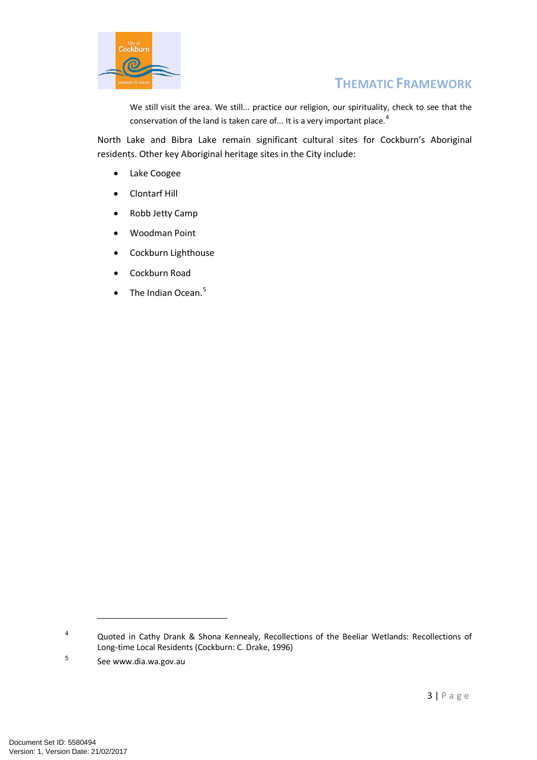> We still visit the area. We still... practice our religion, our spirituality, check to see that the conservation of the land is taken care of... It is a very important place.[4]

North Lake and Bibra Lake remain significant cultural sites for Cockburn's Aboriginal residents. Other key Aboriginal heritage sites in the City include:

- Lake Coogee
- Clontarf Hill
- Robb Jetty Camp
- Woodman Point
- Cockburn Lighthouse
- Cockburn Road
- The Indian Ocean.[5]

---

[4] Quoted in Cathy Drank & Shona Kennealy, Recollections of the Beeliar Wetlands: Recollections of Long-time Local Residents (Cockburn: C. Drake, 1996)

[5] See www.dia.wa.gov.au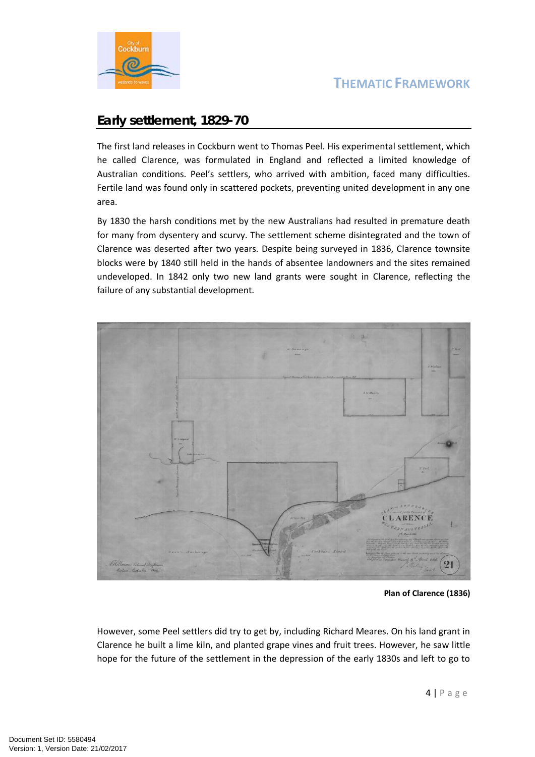## Early settlement, 1829-70

The first land releases in Cockburn went to Thomas Peel. His experimental settlement, which he called Clarence, was formulated in England and reflected a limited knowledge of Australian conditions. Peel's settlers, who arrived with ambition, faced many difficulties. Fertile land was found only in scattered pockets, preventing united development in any one area.

By 1830 the harsh conditions met by the new Australians had resulted in premature death for many from dysentery and scurvy. The settlement scheme disintegrated and the town of Clarence was deserted after two years. Despite being surveyed in 1836, Clarence townsite blocks were by 1840 still held in the hands of absentee landowners and the sites remained undeveloped. In 1842 only two new land grants were sought in Clarence, reflecting the failure of any substantial development.

**Plan of Clarence (1836)**

However, some Peel settlers did try to get by, including Richard Meares. On his land grant in Clarence he built a lime kiln, and planted grape vines and fruit trees. However, he saw little hope for the future of the settlement in the depression of the early 1830s and left to go to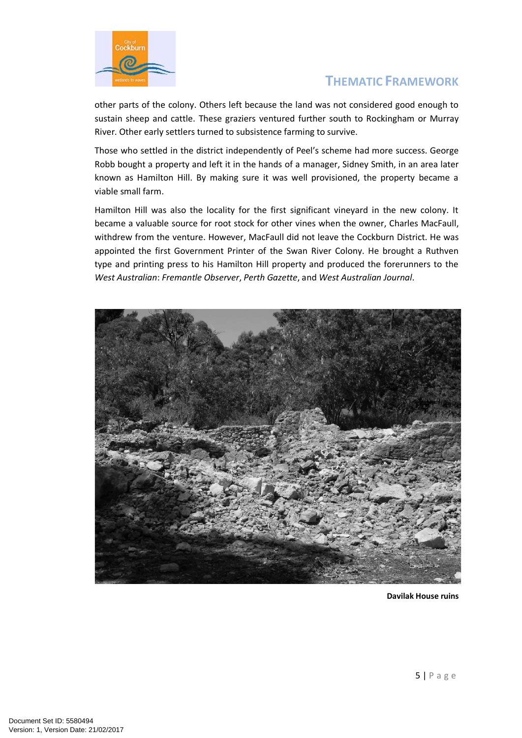other parts of the colony. Others left because the land was not considered good enough to sustain sheep and cattle. These graziers ventured further south to Rockingham or Murray River. Other early settlers turned to subsistence farming to survive.

Those who settled in the district independently of Peel's scheme had more success. George Robb bought a property and left it in the hands of a manager, Sidney Smith, in an area later known as Hamilton Hill. By making sure it was well provisioned, the property became a viable small farm.

Hamilton Hill was also the locality for the first significant vineyard in the new colony. It became a valuable source for root stock for other vines when the owner, Charles MacFaull, withdrew from the venture. However, MacFaull did not leave the Cockburn District. He was appointed the first Government Printer of the Swan River Colony. He brought a Ruthven type and printing press to his Hamilton Hill property and produced the forerunners to the *West Australian*: *Fremantle Observer*, *Perth Gazette*, and *West Australian Journal*.

**Davilak House ruins**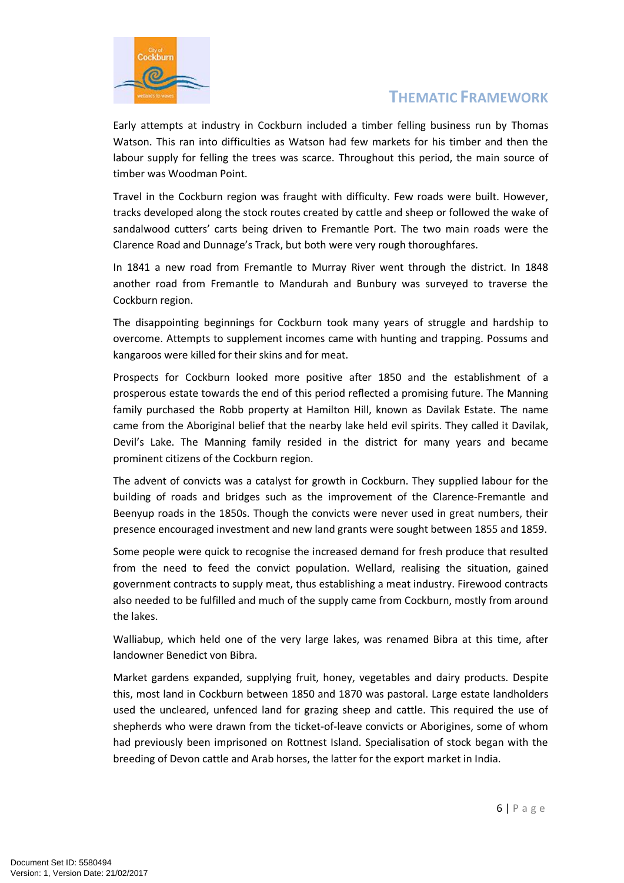Early attempts at industry in Cockburn included a timber felling business run by Thomas Watson. This ran into difficulties as Watson had few markets for his timber and then the labour supply for felling the trees was scarce. Throughout this period, the main source of timber was Woodman Point.

Travel in the Cockburn region was fraught with difficulty. Few roads were built. However, tracks developed along the stock routes created by cattle and sheep or followed the wake of sandalwood cutters' carts being driven to Fremantle Port. The two main roads were the Clarence Road and Dunnage's Track, but both were very rough thoroughfares.

In 1841 a new road from Fremantle to Murray River went through the district. In 1848 another road from Fremantle to Mandurah and Bunbury was surveyed to traverse the Cockburn region.

The disappointing beginnings for Cockburn took many years of struggle and hardship to overcome. Attempts to supplement incomes came with hunting and trapping. Possums and kangaroos were killed for their skins and for meat.

Prospects for Cockburn looked more positive after 1850 and the establishment of a prosperous estate towards the end of this period reflected a promising future. The Manning family purchased the Robb property at Hamilton Hill, known as Davilak Estate. The name came from the Aboriginal belief that the nearby lake held evil spirits. They called it Davilak, Devil's Lake. The Manning family resided in the district for many years and became prominent citizens of the Cockburn region.

The advent of convicts was a catalyst for growth in Cockburn. They supplied labour for the building of roads and bridges such as the improvement of the Clarence-Fremantle and Beenyup roads in the 1850s. Though the convicts were never used in great numbers, their presence encouraged investment and new land grants were sought between 1855 and 1859.

Some people were quick to recognise the increased demand for fresh produce that resulted from the need to feed the convict population. Wellard, realising the situation, gained government contracts to supply meat, thus establishing a meat industry. Firewood contracts also needed to be fulfilled and much of the supply came from Cockburn, mostly from around the lakes.

Walliabup, which held one of the very large lakes, was renamed Bibra at this time, after landowner Benedict von Bibra.

Market gardens expanded, supplying fruit, honey, vegetables and dairy products. Despite this, most land in Cockburn between 1850 and 1870 was pastoral. Large estate landholders used the uncleared, unfenced land for grazing sheep and cattle. This required the use of shepherds who were drawn from the ticket-of-leave convicts or Aborigines, some of whom had previously been imprisoned on Rottnest Island. Specialisation of stock began with the breeding of Devon cattle and Arab horses, the latter for the export market in India.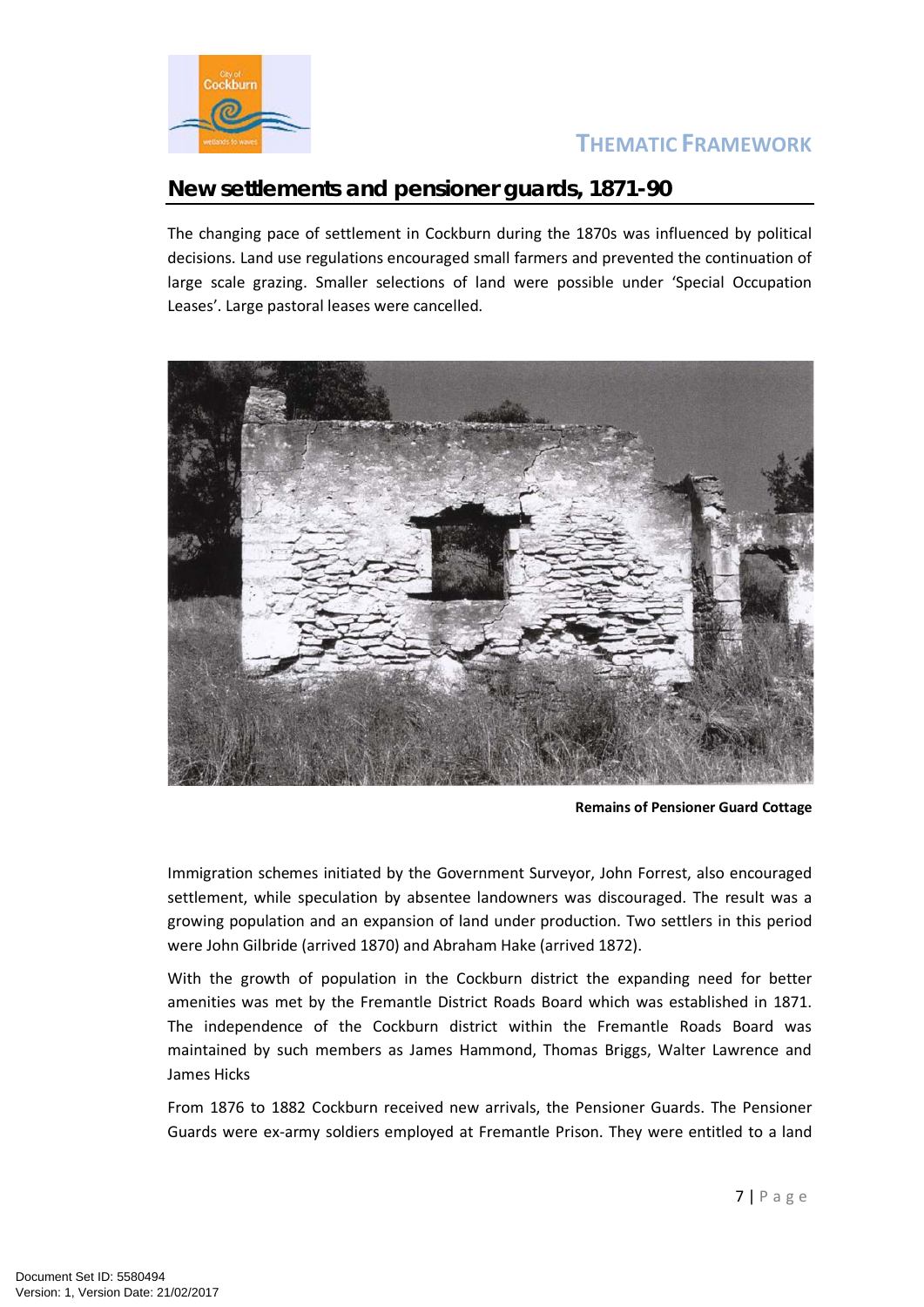## New settlements and pensioner guards, 1871-90

The changing pace of settlement in Cockburn during the 1870s was influenced by political decisions. Land use regulations encouraged small farmers and prevented the continuation of large scale grazing. Smaller selections of land were possible under 'Special Occupation Leases'. Large pastoral leases were cancelled.

**Remains of Pensioner Guard Cottage**

Immigration schemes initiated by the Government Surveyor, John Forrest, also encouraged settlement, while speculation by absentee landowners was discouraged. The result was a growing population and an expansion of land under production. Two settlers in this period were John Gilbride (arrived 1870) and Abraham Hake (arrived 1872).

With the growth of population in the Cockburn district the expanding need for better amenities was met by the Fremantle District Roads Board which was established in 1871. The independence of the Cockburn district within the Fremantle Roads Board was maintained by such members as James Hammond, Thomas Briggs, Walter Lawrence and James Hicks

From 1876 to 1882 Cockburn received new arrivals, the Pensioner Guards. The Pensioner Guards were ex-army soldiers employed at Fremantle Prison. They were entitled to a land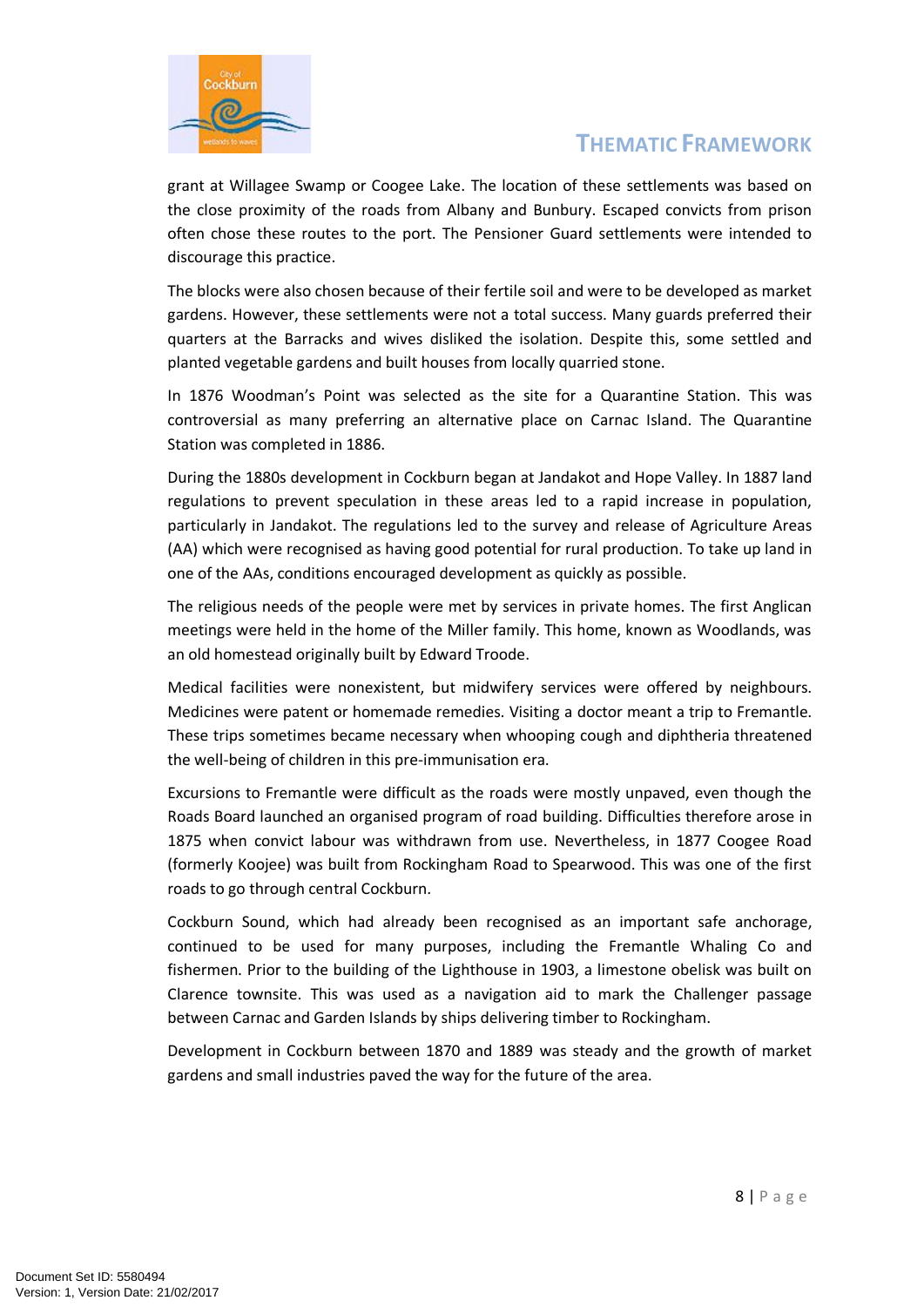grant at Willagee Swamp or Coogee Lake. The location of these settlements was based on the close proximity of the roads from Albany and Bunbury. Escaped convicts from prison often chose these routes to the port. The Pensioner Guard settlements were intended to discourage this practice.

The blocks were also chosen because of their fertile soil and were to be developed as market gardens. However, these settlements were not a total success. Many guards preferred their quarters at the Barracks and wives disliked the isolation. Despite this, some settled and planted vegetable gardens and built houses from locally quarried stone.

In 1876 Woodman's Point was selected as the site for a Quarantine Station. This was controversial as many preferring an alternative place on Carnac Island. The Quarantine Station was completed in 1886.

During the 1880s development in Cockburn began at Jandakot and Hope Valley. In 1887 land regulations to prevent speculation in these areas led to a rapid increase in population, particularly in Jandakot. The regulations led to the survey and release of Agriculture Areas (AA) which were recognised as having good potential for rural production. To take up land in one of the AAs, conditions encouraged development as quickly as possible.

The religious needs of the people were met by services in private homes. The first Anglican meetings were held in the home of the Miller family. This home, known as Woodlands, was an old homestead originally built by Edward Troode.

Medical facilities were nonexistent, but midwifery services were offered by neighbours. Medicines were patent or homemade remedies. Visiting a doctor meant a trip to Fremantle. These trips sometimes became necessary when whooping cough and diphtheria threatened the well-being of children in this pre-immunisation era.

Excursions to Fremantle were difficult as the roads were mostly unpaved, even though the Roads Board launched an organised program of road building. Difficulties therefore arose in 1875 when convict labour was withdrawn from use. Nevertheless, in 1877 Coogee Road (formerly Koojee) was built from Rockingham Road to Spearwood. This was one of the first roads to go through central Cockburn.

Cockburn Sound, which had already been recognised as an important safe anchorage, continued to be used for many purposes, including the Fremantle Whaling Co and fishermen. Prior to the building of the Lighthouse in 1903, a limestone obelisk was built on Clarence townsite. This was used as a navigation aid to mark the Challenger passage between Carnac and Garden Islands by ships delivering timber to Rockingham.

Development in Cockburn between 1870 and 1889 was steady and the growth of market gardens and small industries paved the way for the future of the area.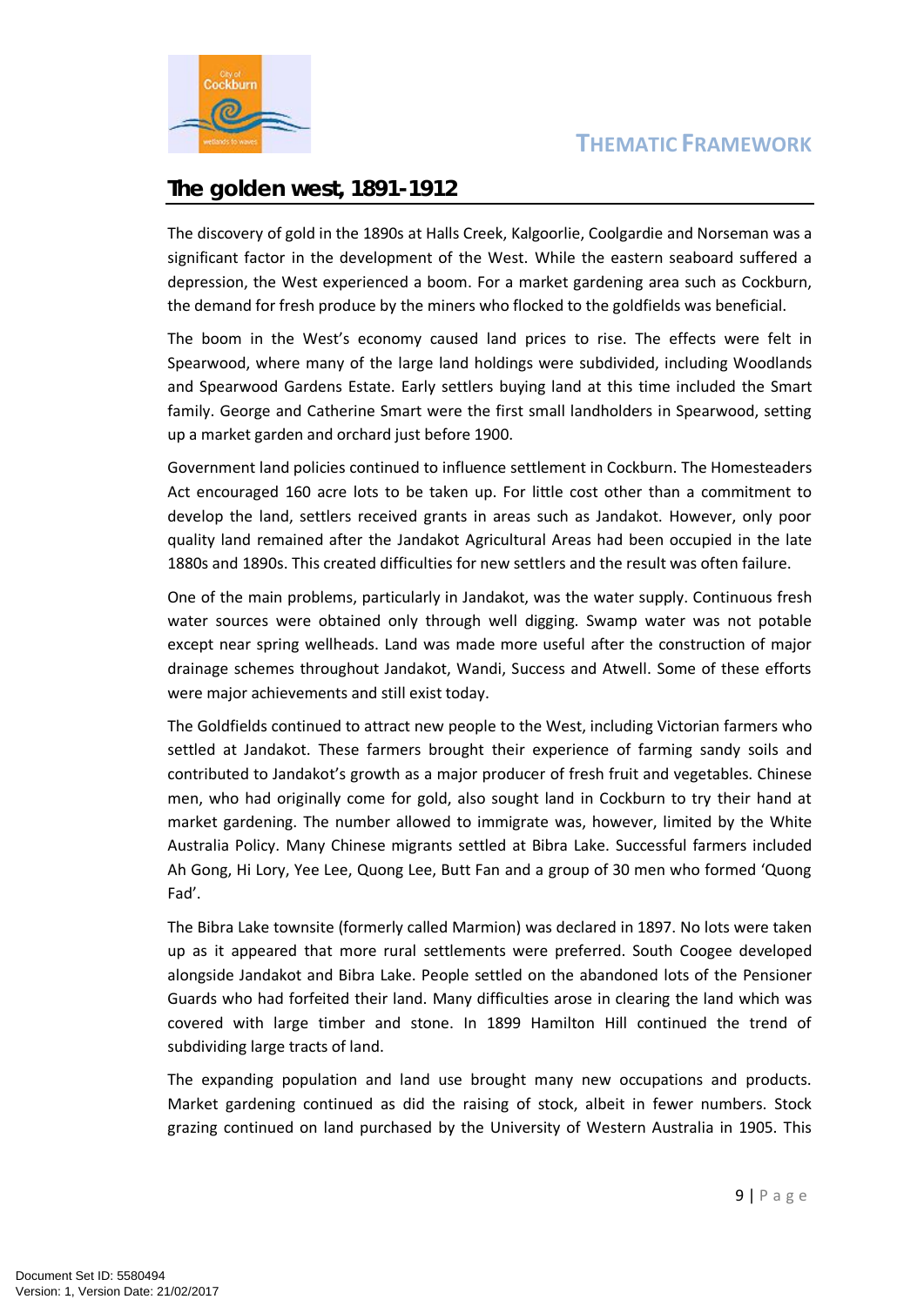## The golden west, 1891-1912

The discovery of gold in the 1890s at Halls Creek, Kalgoorlie, Coolgardie and Norseman was a significant factor in the development of the West. While the eastern seaboard suffered a depression, the West experienced a boom. For a market gardening area such as Cockburn, the demand for fresh produce by the miners who flocked to the goldfields was beneficial.

The boom in the West's economy caused land prices to rise. The effects were felt in Spearwood, where many of the large land holdings were subdivided, including Woodlands and Spearwood Gardens Estate. Early settlers buying land at this time included the Smart family. George and Catherine Smart were the first small landholders in Spearwood, setting up a market garden and orchard just before 1900.

Government land policies continued to influence settlement in Cockburn. The Homesteaders Act encouraged 160 acre lots to be taken up. For little cost other than a commitment to develop the land, settlers received grants in areas such as Jandakot. However, only poor quality land remained after the Jandakot Agricultural Areas had been occupied in the late 1880s and 1890s. This created difficulties for new settlers and the result was often failure.

One of the main problems, particularly in Jandakot, was the water supply. Continuous fresh water sources were obtained only through well digging. Swamp water was not potable except near spring wellheads. Land was made more useful after the construction of major drainage schemes throughout Jandakot, Wandi, Success and Atwell. Some of these efforts were major achievements and still exist today.

The Goldfields continued to attract new people to the West, including Victorian farmers who settled at Jandakot. These farmers brought their experience of farming sandy soils and contributed to Jandakot's growth as a major producer of fresh fruit and vegetables. Chinese men, who had originally come for gold, also sought land in Cockburn to try their hand at market gardening. The number allowed to immigrate was, however, limited by the White Australia Policy. Many Chinese migrants settled at Bibra Lake. Successful farmers included Ah Gong, Hi Lory, Yee Lee, Quong Lee, Butt Fan and a group of 30 men who formed 'Quong Fad'.

The Bibra Lake townsite (formerly called Marmion) was declared in 1897. No lots were taken up as it appeared that more rural settlements were preferred. South Coogee developed alongside Jandakot and Bibra Lake. People settled on the abandoned lots of the Pensioner Guards who had forfeited their land. Many difficulties arose in clearing the land which was covered with large timber and stone. In 1899 Hamilton Hill continued the trend of subdividing large tracts of land.

The expanding population and land use brought many new occupations and products. Market gardening continued as did the raising of stock, albeit in fewer numbers. Stock grazing continued on land purchased by the University of Western Australia in 1905. This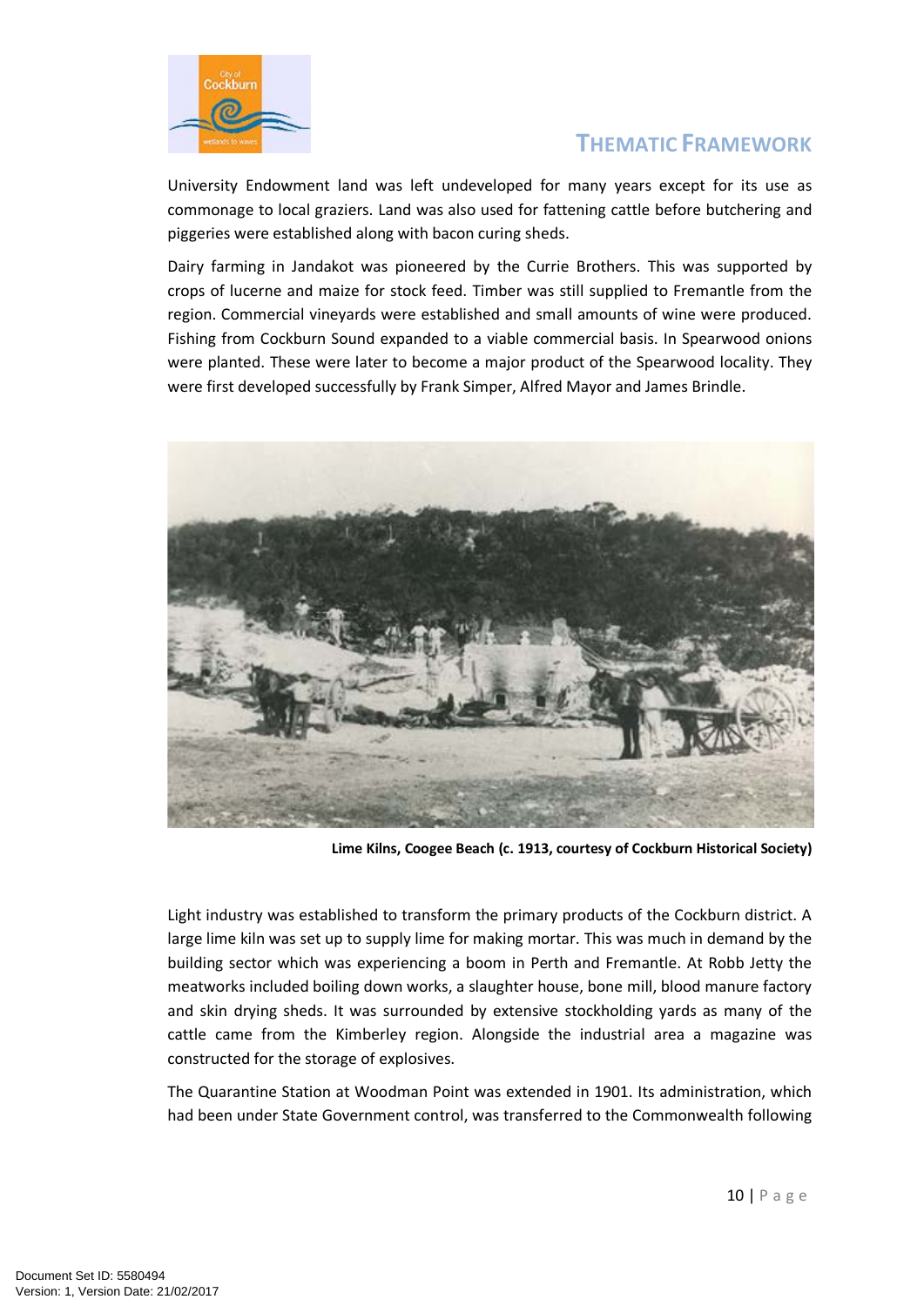University Endowment land was left undeveloped for many years except for its use as commonage to local graziers. Land was also used for fattening cattle before butchering and piggeries were established along with bacon curing sheds.

Dairy farming in Jandakot was pioneered by the Currie Brothers. This was supported by crops of lucerne and maize for stock feed. Timber was still supplied to Fremantle from the region. Commercial vineyards were established and small amounts of wine were produced. Fishing from Cockburn Sound expanded to a viable commercial basis. In Spearwood onions were planted. These were later to become a major product of the Spearwood locality. They were first developed successfully by Frank Simper, Alfred Mayor and James Brindle.

**Lime Kilns, Coogee Beach (c. 1913, courtesy of Cockburn Historical Society)**

Light industry was established to transform the primary products of the Cockburn district. A large lime kiln was set up to supply lime for making mortar. This was much in demand by the building sector which was experiencing a boom in Perth and Fremantle. At Robb Jetty the meatworks included boiling down works, a slaughter house, bone mill, blood manure factory and skin drying sheds. It was surrounded by extensive stockholding yards as many of the cattle came from the Kimberley region. Alongside the industrial area a magazine was constructed for the storage of explosives.

The Quarantine Station at Woodman Point was extended in 1901. Its administration, which had been under State Government control, was transferred to the Commonwealth following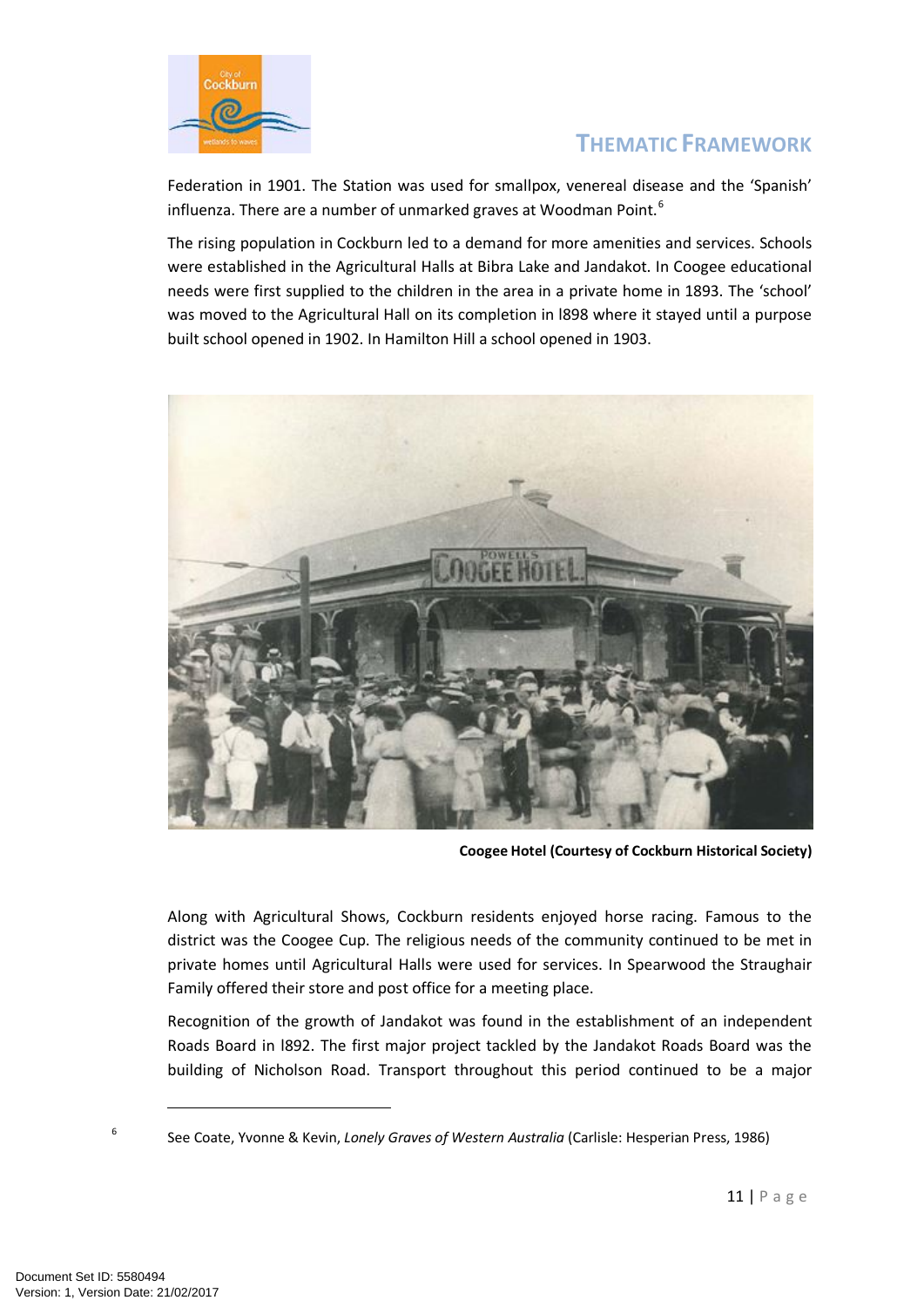Federation in 1901. The Station was used for smallpox, venereal disease and the 'Spanish' influenza. There are a number of unmarked graves at Woodman Point.[6]

The rising population in Cockburn led to a demand for more amenities and services. Schools were established in the Agricultural Halls at Bibra Lake and Jandakot. In Coogee educational needs were first supplied to the children in the area in a private home in 1893. The 'school' was moved to the Agricultural Hall on its completion in l898 where it stayed until a purpose built school opened in 1902. In Hamilton Hill a school opened in 1903.

**Coogee Hotel (Courtesy of Cockburn Historical Society)**

Along with Agricultural Shows, Cockburn residents enjoyed horse racing. Famous to the district was the Coogee Cup. The religious needs of the community continued to be met in private homes until Agricultural Halls were used for services. In Spearwood the Straughair Family offered their store and post office for a meeting place.

Recognition of the growth of Jandakot was found in the establishment of an independent Roads Board in l892. The first major project tackled by the Jandakot Roads Board was the building of Nicholson Road. Transport throughout this period continued to be a major

---

[6] See Coate, Yvonne & Kevin, *Lonely Graves of Western Australia* (Carlisle: Hesperian Press, 1986)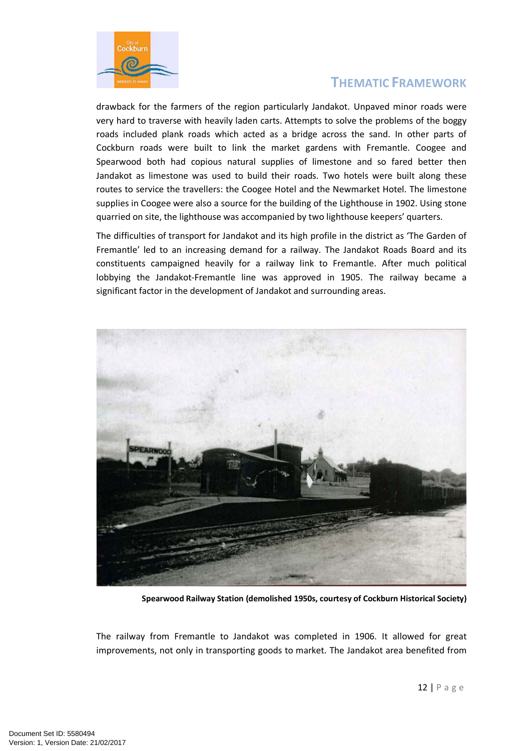drawback for the farmers of the region particularly Jandakot. Unpaved minor roads were very hard to traverse with heavily laden carts. Attempts to solve the problems of the boggy roads included plank roads which acted as a bridge across the sand. In other parts of Cockburn roads were built to link the market gardens with Fremantle. Coogee and Spearwood both had copious natural supplies of limestone and so fared better then Jandakot as limestone was used to build their roads. Two hotels were built along these routes to service the travellers: the Coogee Hotel and the Newmarket Hotel. The limestone supplies in Coogee were also a source for the building of the Lighthouse in 1902. Using stone quarried on site, the lighthouse was accompanied by two lighthouse keepers' quarters.

The difficulties of transport for Jandakot and its high profile in the district as 'The Garden of Fremantle' led to an increasing demand for a railway. The Jandakot Roads Board and its constituents campaigned heavily for a railway link to Fremantle. After much political lobbying the Jandakot-Fremantle line was approved in 1905. The railway became a significant factor in the development of Jandakot and surrounding areas.

**Spearwood Railway Station (demolished 1950s, courtesy of Cockburn Historical Society)**

The railway from Fremantle to Jandakot was completed in 1906. It allowed for great improvements, not only in transporting goods to market. The Jandakot area benefited from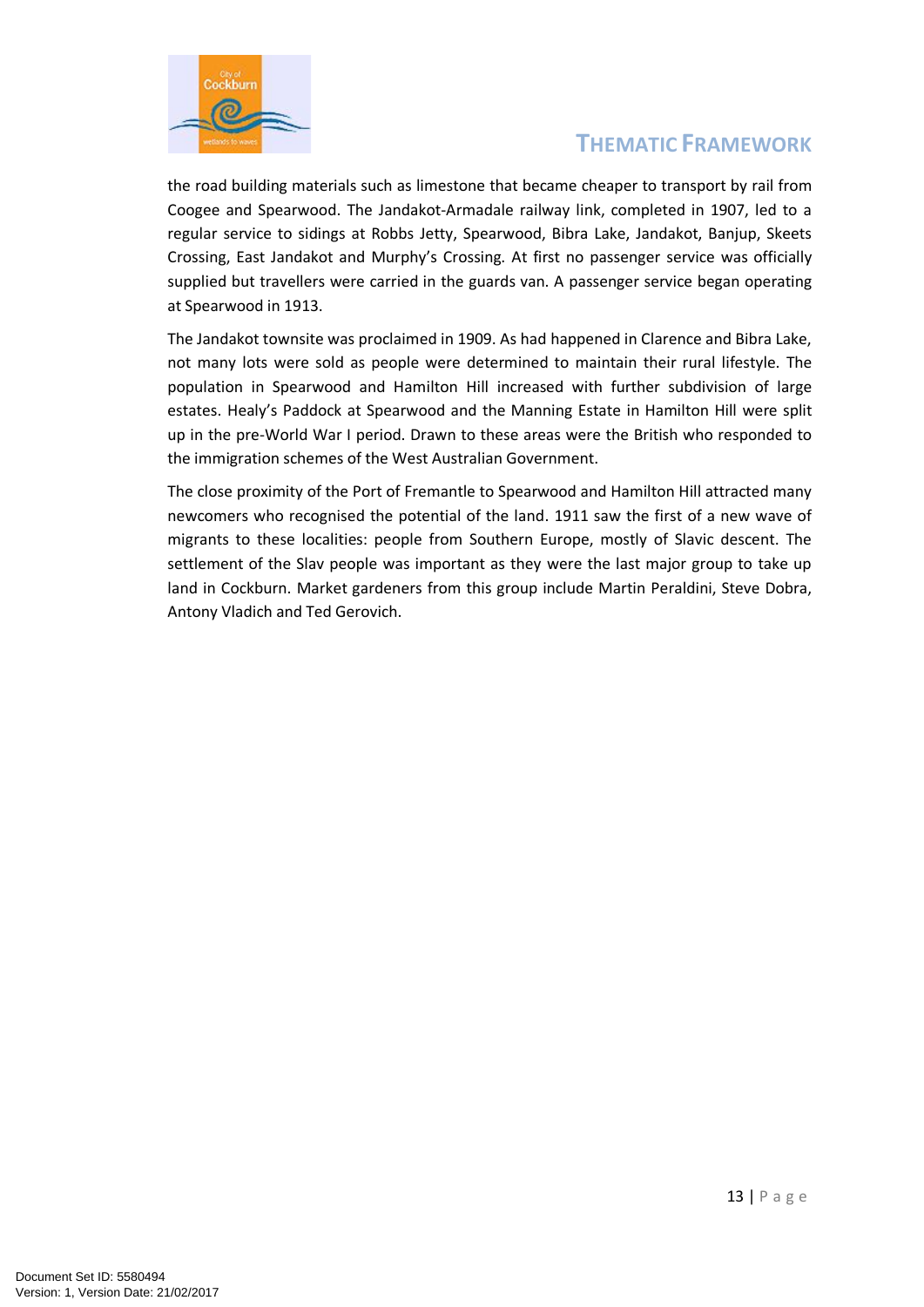the road building materials such as limestone that became cheaper to transport by rail from Coogee and Spearwood. The Jandakot-Armadale railway link, completed in 1907, led to a regular service to sidings at Robbs Jetty, Spearwood, Bibra Lake, Jandakot, Banjup, Skeets Crossing, East Jandakot and Murphy's Crossing. At first no passenger service was officially supplied but travellers were carried in the guards van. A passenger service began operating at Spearwood in 1913.

The Jandakot townsite was proclaimed in 1909. As had happened in Clarence and Bibra Lake, not many lots were sold as people were determined to maintain their rural lifestyle. The population in Spearwood and Hamilton Hill increased with further subdivision of large estates. Healy's Paddock at Spearwood and the Manning Estate in Hamilton Hill were split up in the pre-World War I period. Drawn to these areas were the British who responded to the immigration schemes of the West Australian Government.

The close proximity of the Port of Fremantle to Spearwood and Hamilton Hill attracted many newcomers who recognised the potential of the land. 1911 saw the first of a new wave of migrants to these localities: people from Southern Europe, mostly of Slavic descent. The settlement of the Slav people was important as they were the last major group to take up land in Cockburn. Market gardeners from this group include Martin Peraldini, Steve Dobra, Antony Vladich and Ted Gerovich.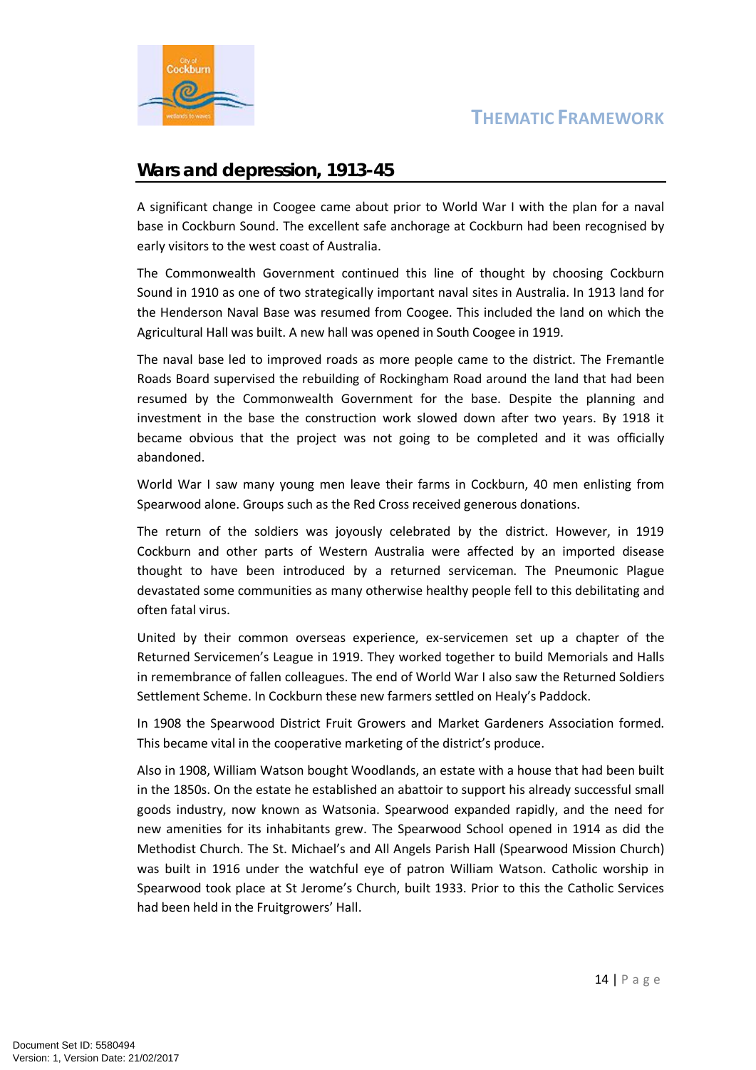## Wars and depression, 1913-45

A significant change in Coogee came about prior to World War I with the plan for a naval base in Cockburn Sound. The excellent safe anchorage at Cockburn had been recognised by early visitors to the west coast of Australia.

The Commonwealth Government continued this line of thought by choosing Cockburn Sound in 1910 as one of two strategically important naval sites in Australia. In 1913 land for the Henderson Naval Base was resumed from Coogee. This included the land on which the Agricultural Hall was built. A new hall was opened in South Coogee in 1919.

The naval base led to improved roads as more people came to the district. The Fremantle Roads Board supervised the rebuilding of Rockingham Road around the land that had been resumed by the Commonwealth Government for the base. Despite the planning and investment in the base the construction work slowed down after two years. By 1918 it became obvious that the project was not going to be completed and it was officially abandoned.

World War I saw many young men leave their farms in Cockburn, 40 men enlisting from Spearwood alone. Groups such as the Red Cross received generous donations.

The return of the soldiers was joyously celebrated by the district. However, in 1919 Cockburn and other parts of Western Australia were affected by an imported disease thought to have been introduced by a returned serviceman. The Pneumonic Plague devastated some communities as many otherwise healthy people fell to this debilitating and often fatal virus.

United by their common overseas experience, ex-servicemen set up a chapter of the Returned Servicemen's League in 1919. They worked together to build Memorials and Halls in remembrance of fallen colleagues. The end of World War I also saw the Returned Soldiers Settlement Scheme. In Cockburn these new farmers settled on Healy's Paddock.

In 1908 the Spearwood District Fruit Growers and Market Gardeners Association formed. This became vital in the cooperative marketing of the district's produce.

Also in 1908, William Watson bought Woodlands, an estate with a house that had been built in the 1850s. On the estate he established an abattoir to support his already successful small goods industry, now known as Watsonia. Spearwood expanded rapidly, and the need for new amenities for its inhabitants grew. The Spearwood School opened in 1914 as did the Methodist Church. The St. Michael's and All Angels Parish Hall (Spearwood Mission Church) was built in 1916 under the watchful eye of patron William Watson. Catholic worship in Spearwood took place at St Jerome's Church, built 1933. Prior to this the Catholic Services had been held in the Fruitgrowers' Hall.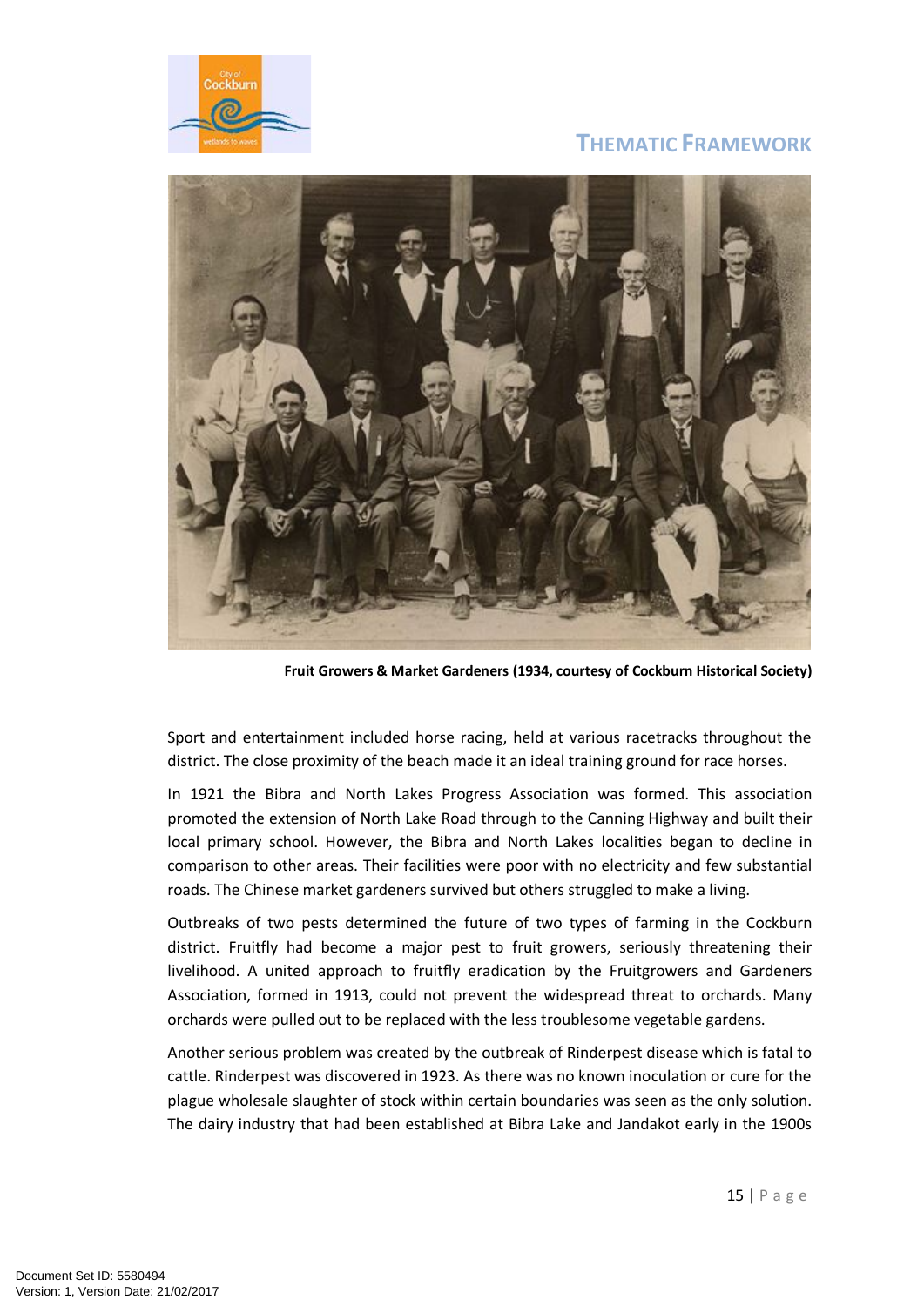Fruit Growers & Market Gardeners (1934, courtesy of Cockburn Historical Society)

Sport and entertainment included horse racing, held at various racetracks throughout the district. The close proximity of the beach made it an ideal training ground for race horses.

In 1921 the Bibra and North Lakes Progress Association was formed. This association promoted the extension of North Lake Road through to the Canning Highway and built their local primary school. However, the Bibra and North Lakes localities began to decline in comparison to other areas. Their facilities were poor with no electricity and few substantial roads. The Chinese market gardeners survived but others struggled to make a living.

Outbreaks of two pests determined the future of two types of farming in the Cockburn district. Fruitfly had become a major pest to fruit growers, seriously threatening their livelihood. A united approach to fruitfly eradication by the Fruitgrowers and Gardeners Association, formed in 1913, could not prevent the widespread threat to orchards. Many orchards were pulled out to be replaced with the less troublesome vegetable gardens.

Another serious problem was created by the outbreak of Rinderpest disease which is fatal to cattle. Rinderpest was discovered in 1923. As there was no known inoculation or cure for the plague wholesale slaughter of stock within certain boundaries was seen as the only solution. The dairy industry that had been established at Bibra Lake and Jandakot early in the 1900s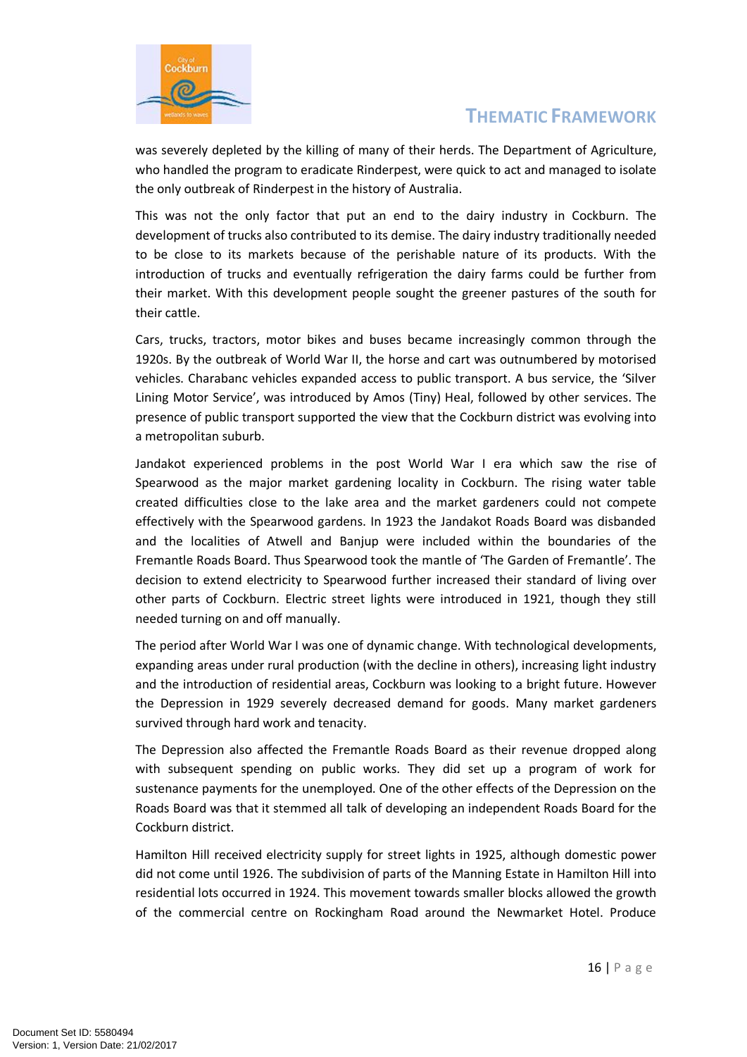was severely depleted by the killing of many of their herds. The Department of Agriculture, who handled the program to eradicate Rinderpest, were quick to act and managed to isolate the only outbreak of Rinderpest in the history of Australia.

This was not the only factor that put an end to the dairy industry in Cockburn. The development of trucks also contributed to its demise. The dairy industry traditionally needed to be close to its markets because of the perishable nature of its products. With the introduction of trucks and eventually refrigeration the dairy farms could be further from their market. With this development people sought the greener pastures of the south for their cattle.

Cars, trucks, tractors, motor bikes and buses became increasingly common through the 1920s. By the outbreak of World War II, the horse and cart was outnumbered by motorised vehicles. Charabanc vehicles expanded access to public transport. A bus service, the 'Silver Lining Motor Service', was introduced by Amos (Tiny) Heal, followed by other services. The presence of public transport supported the view that the Cockburn district was evolving into a metropolitan suburb.

Jandakot experienced problems in the post World War I era which saw the rise of Spearwood as the major market gardening locality in Cockburn. The rising water table created difficulties close to the lake area and the market gardeners could not compete effectively with the Spearwood gardens. In 1923 the Jandakot Roads Board was disbanded and the localities of Atwell and Banjup were included within the boundaries of the Fremantle Roads Board. Thus Spearwood took the mantle of 'The Garden of Fremantle'. The decision to extend electricity to Spearwood further increased their standard of living over other parts of Cockburn. Electric street lights were introduced in 1921, though they still needed turning on and off manually.

The period after World War I was one of dynamic change. With technological developments, expanding areas under rural production (with the decline in others), increasing light industry and the introduction of residential areas, Cockburn was looking to a bright future. However the Depression in 1929 severely decreased demand for goods. Many market gardeners survived through hard work and tenacity.

The Depression also affected the Fremantle Roads Board as their revenue dropped along with subsequent spending on public works. They did set up a program of work for sustenance payments for the unemployed. One of the other effects of the Depression on the Roads Board was that it stemmed all talk of developing an independent Roads Board for the Cockburn district.

Hamilton Hill received electricity supply for street lights in 1925, although domestic power did not come until 1926. The subdivision of parts of the Manning Estate in Hamilton Hill into residential lots occurred in 1924. This movement towards smaller blocks allowed the growth of the commercial centre on Rockingham Road around the Newmarket Hotel. Produce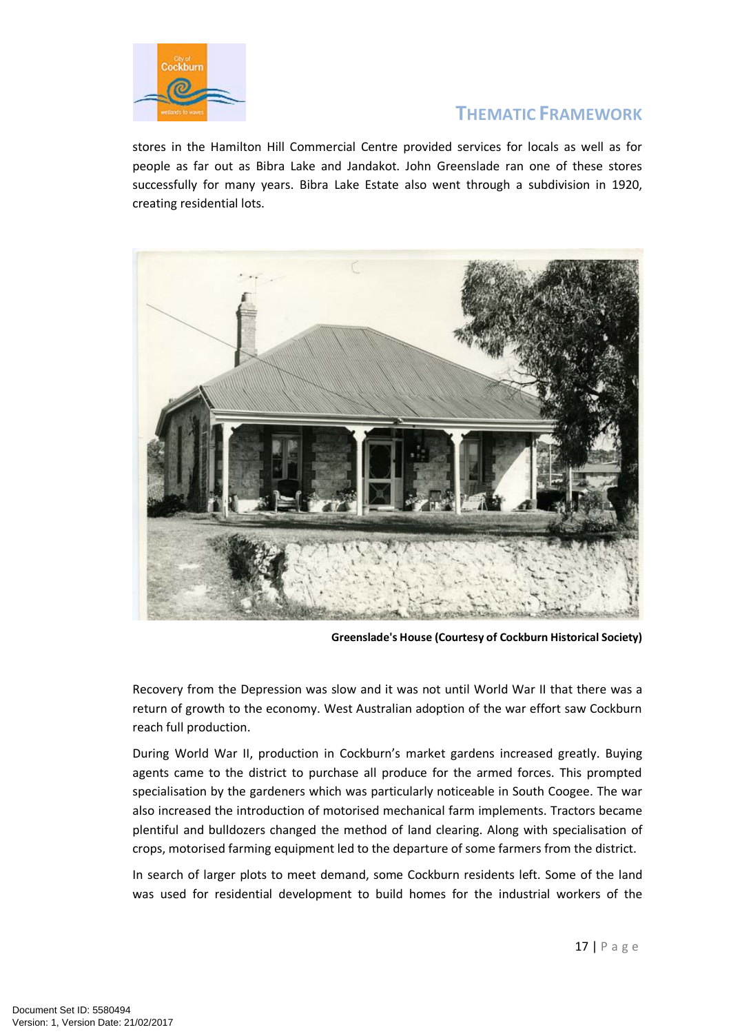stores in the Hamilton Hill Commercial Centre provided services for locals as well as for people as far out as Bibra Lake and Jandakot. John Greenslade ran one of these stores successfully for many years. Bibra Lake Estate also went through a subdivision in 1920, creating residential lots.

**Greenslade's House (Courtesy of Cockburn Historical Society)**

Recovery from the Depression was slow and it was not until World War II that there was a return of growth to the economy. West Australian adoption of the war effort saw Cockburn reach full production.

During World War II, production in Cockburn's market gardens increased greatly. Buying agents came to the district to purchase all produce for the armed forces. This prompted specialisation by the gardeners which was particularly noticeable in South Coogee. The war also increased the introduction of motorised mechanical farm implements. Tractors became plentiful and bulldozers changed the method of land clearing. Along with specialisation of crops, motorised farming equipment led to the departure of some farmers from the district.

In search of larger plots to meet demand, some Cockburn residents left. Some of the land was used for residential development to build homes for the industrial workers of the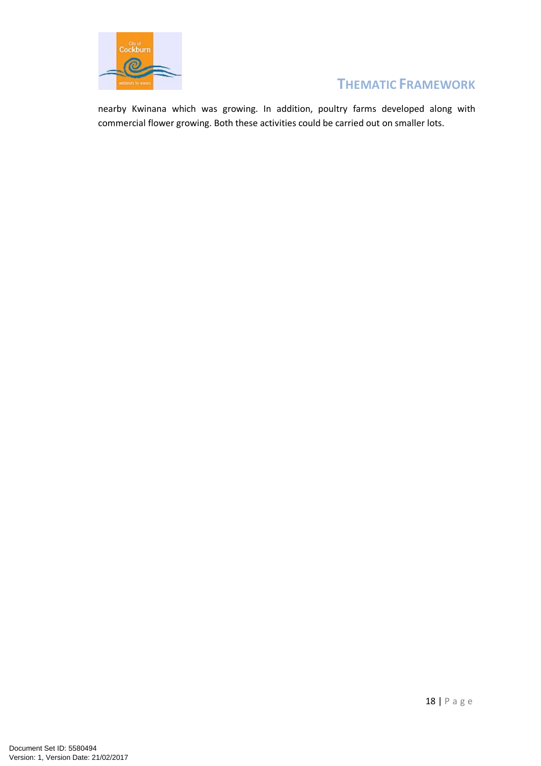nearby Kwinana which was growing. In addition, poultry farms developed along with commercial flower growing. Both these activities could be carried out on smaller lots.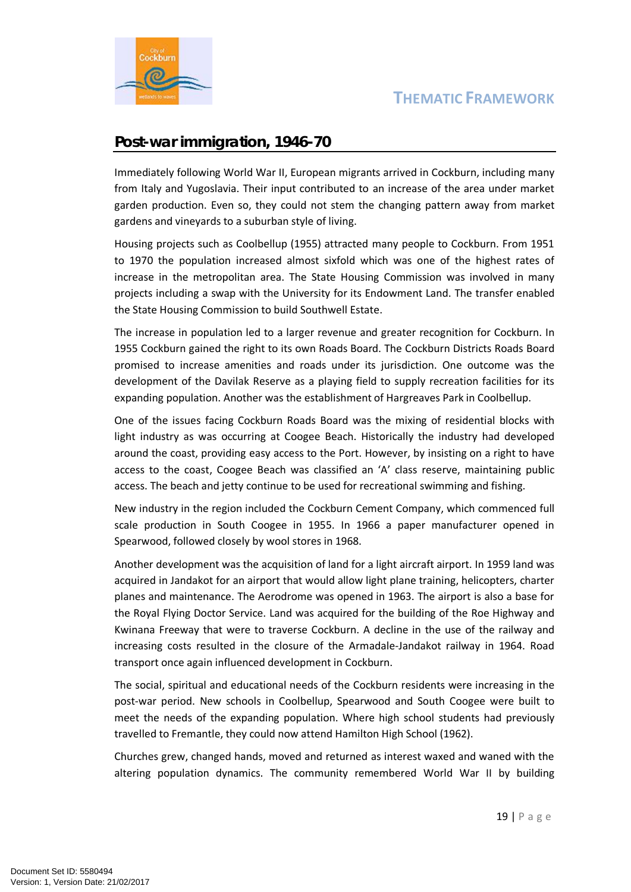## Post-war immigration, 1946-70

Immediately following World War II, European migrants arrived in Cockburn, including many from Italy and Yugoslavia. Their input contributed to an increase of the area under market garden production. Even so, they could not stem the changing pattern away from market gardens and vineyards to a suburban style of living.

Housing projects such as Coolbellup (1955) attracted many people to Cockburn. From 1951 to 1970 the population increased almost sixfold which was one of the highest rates of increase in the metropolitan area. The State Housing Commission was involved in many projects including a swap with the University for its Endowment Land. The transfer enabled the State Housing Commission to build Southwell Estate.

The increase in population led to a larger revenue and greater recognition for Cockburn. In 1955 Cockburn gained the right to its own Roads Board. The Cockburn Districts Roads Board promised to increase amenities and roads under its jurisdiction. One outcome was the development of the Davilak Reserve as a playing field to supply recreation facilities for its expanding population. Another was the establishment of Hargreaves Park in Coolbellup.

One of the issues facing Cockburn Roads Board was the mixing of residential blocks with light industry as was occurring at Coogee Beach. Historically the industry had developed around the coast, providing easy access to the Port. However, by insisting on a right to have access to the coast, Coogee Beach was classified an 'A' class reserve, maintaining public access. The beach and jetty continue to be used for recreational swimming and fishing.

New industry in the region included the Cockburn Cement Company, which commenced full scale production in South Coogee in 1955. In 1966 a paper manufacturer opened in Spearwood, followed closely by wool stores in 1968.

Another development was the acquisition of land for a light aircraft airport. In 1959 land was acquired in Jandakot for an airport that would allow light plane training, helicopters, charter planes and maintenance. The Aerodrome was opened in 1963. The airport is also a base for the Royal Flying Doctor Service. Land was acquired for the building of the Roe Highway and Kwinana Freeway that were to traverse Cockburn. A decline in the use of the railway and increasing costs resulted in the closure of the Armadale-Jandakot railway in 1964. Road transport once again influenced development in Cockburn.

The social, spiritual and educational needs of the Cockburn residents were increasing in the post-war period. New schools in Coolbellup, Spearwood and South Coogee were built to meet the needs of the expanding population. Where high school students had previously travelled to Fremantle, they could now attend Hamilton High School (1962).

Churches grew, changed hands, moved and returned as interest waxed and waned with the altering population dynamics. The community remembered World War II by building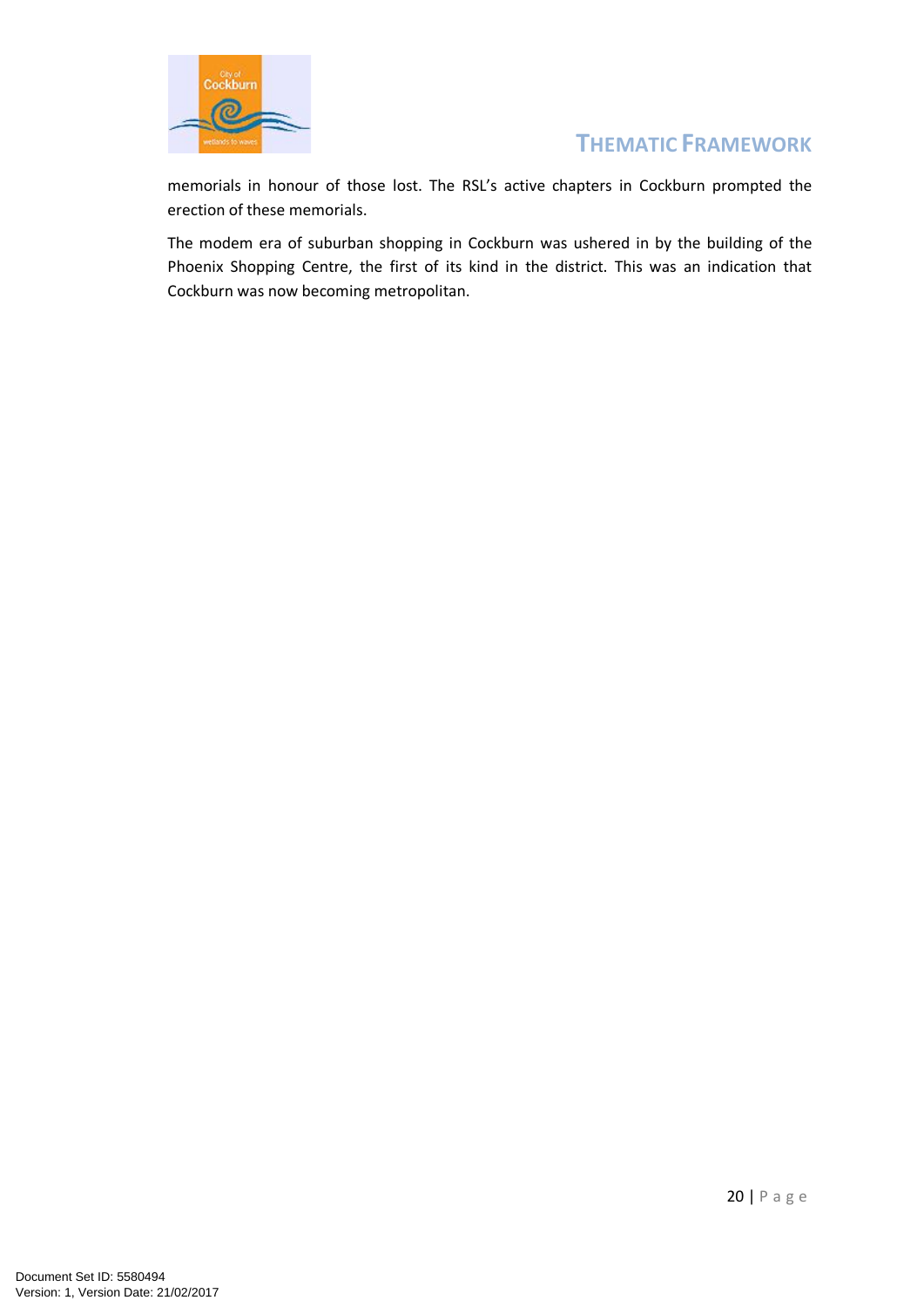memorials in honour of those lost. The RSL's active chapters in Cockburn prompted the erection of these memorials.

The modem era of suburban shopping in Cockburn was ushered in by the building of the Phoenix Shopping Centre, the first of its kind in the district. This was an indication that Cockburn was now becoming metropolitan.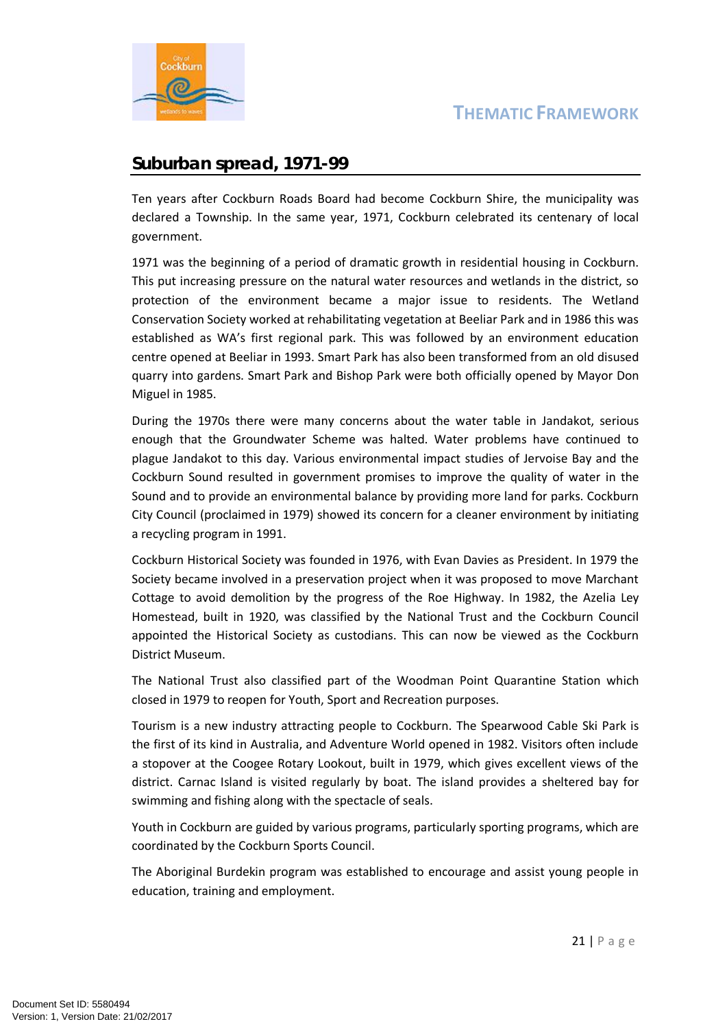## Suburban spread, 1971-99

Ten years after Cockburn Roads Board had become Cockburn Shire, the municipality was declared a Township. In the same year, 1971, Cockburn celebrated its centenary of local government.

1971 was the beginning of a period of dramatic growth in residential housing in Cockburn. This put increasing pressure on the natural water resources and wetlands in the district, so protection of the environment became a major issue to residents. The Wetland Conservation Society worked at rehabilitating vegetation at Beeliar Park and in 1986 this was established as WA's first regional park. This was followed by an environment education centre opened at Beeliar in 1993. Smart Park has also been transformed from an old disused quarry into gardens. Smart Park and Bishop Park were both officially opened by Mayor Don Miguel in 1985.

During the 1970s there were many concerns about the water table in Jandakot, serious enough that the Groundwater Scheme was halted. Water problems have continued to plague Jandakot to this day. Various environmental impact studies of Jervoise Bay and the Cockburn Sound resulted in government promises to improve the quality of water in the Sound and to provide an environmental balance by providing more land for parks. Cockburn City Council (proclaimed in 1979) showed its concern for a cleaner environment by initiating a recycling program in 1991.

Cockburn Historical Society was founded in 1976, with Evan Davies as President. In 1979 the Society became involved in a preservation project when it was proposed to move Marchant Cottage to avoid demolition by the progress of the Roe Highway. In 1982, the Azelia Ley Homestead, built in 1920, was classified by the National Trust and the Cockburn Council appointed the Historical Society as custodians. This can now be viewed as the Cockburn District Museum.

The National Trust also classified part of the Woodman Point Quarantine Station which closed in 1979 to reopen for Youth, Sport and Recreation purposes.

Tourism is a new industry attracting people to Cockburn. The Spearwood Cable Ski Park is the first of its kind in Australia, and Adventure World opened in 1982. Visitors often include a stopover at the Coogee Rotary Lookout, built in 1979, which gives excellent views of the district. Carnac Island is visited regularly by boat. The island provides a sheltered bay for swimming and fishing along with the spectacle of seals.

Youth in Cockburn are guided by various programs, particularly sporting programs, which are coordinated by the Cockburn Sports Council.

The Aboriginal Burdekin program was established to encourage and assist young people in education, training and employment.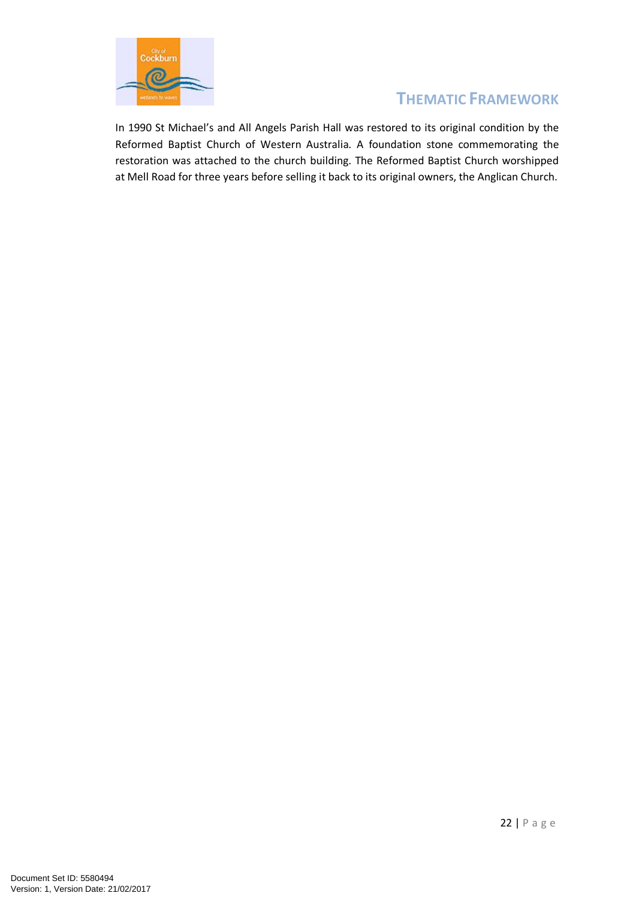In 1990 St Michael's and All Angels Parish Hall was restored to its original condition by the Reformed Baptist Church of Western Australia. A foundation stone commemorating the restoration was attached to the church building. The Reformed Baptist Church worshipped at Mell Road for three years before selling it back to its original owners, the Anglican Church.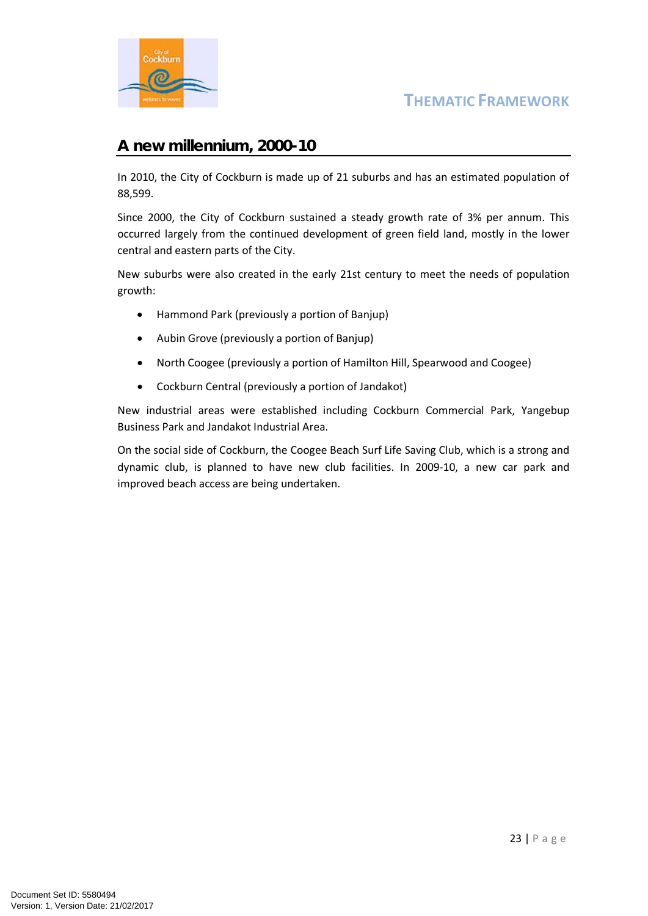## A new millennium, 2000-10

In 2010, the City of Cockburn is made up of 21 suburbs and has an estimated population of 88,599.

Since 2000, the City of Cockburn sustained a steady growth rate of 3% per annum. This occurred largely from the continued development of green field land, mostly in the lower central and eastern parts of the City.

New suburbs were also created in the early 21st century to meet the needs of population growth:

- Hammond Park (previously a portion of Banjup)
- Aubin Grove (previously a portion of Banjup)
- North Coogee (previously a portion of Hamilton Hill, Spearwood and Coogee)
- Cockburn Central (previously a portion of Jandakot)

New industrial areas were established including Cockburn Commercial Park, Yangebup Business Park and Jandakot Industrial Area.

On the social side of Cockburn, the Coogee Beach Surf Life Saving Club, which is a strong and dynamic club, is planned to have new club facilities. In 2009-10, a new car park and improved beach access are being undertaken.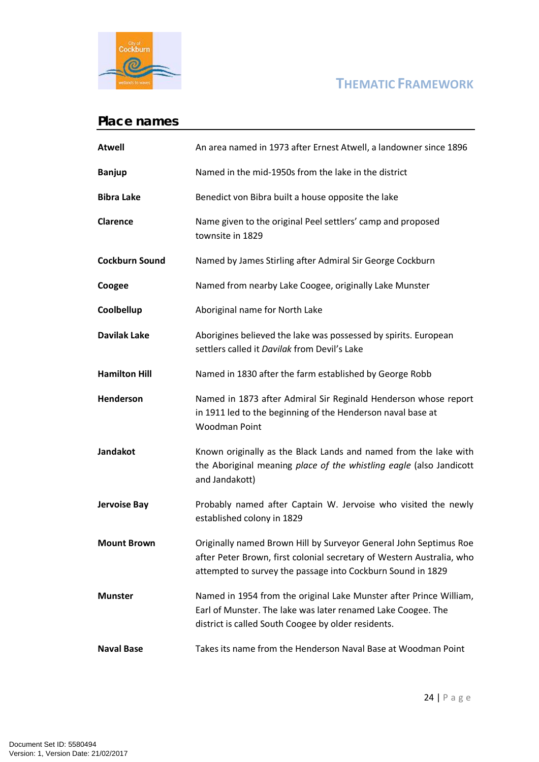## Place names

| | |
|---|---|
| **Atwell** | An area named in 1973 after Ernest Atwell, a landowner since 1896 |
| **Banjup** | Named in the mid-1950s from the lake in the district |
| **Bibra Lake** | Benedict von Bibra built a house opposite the lake |
| **Clarence** | Name given to the original Peel settlers' camp and proposed townsite in 1829 |
| **Cockburn Sound** | Named by James Stirling after Admiral Sir George Cockburn |
| **Coogee** | Named from nearby Lake Coogee, originally Lake Munster |
| **Coolbellup** | Aboriginal name for North Lake |
| **Davilak Lake** | Aborigines believed the lake was possessed by spirits. European settlers called it *Davilak* from Devil's Lake |
| **Hamilton Hill** | Named in 1830 after the farm established by George Robb |
| **Henderson** | Named in 1873 after Admiral Sir Reginald Henderson whose report in 1911 led to the beginning of the Henderson naval base at Woodman Point |
| **Jandakot** | Known originally as the Black Lands and named from the lake with the Aboriginal meaning *place of the whistling eagle* (also Jandicott and Jandakott) |
| **Jervoise Bay** | Probably named after Captain W. Jervoise who visited the newly established colony in 1829 |
| **Mount Brown** | Originally named Brown Hill by Surveyor General John Septimus Roe after Peter Brown, first colonial secretary of Western Australia, who attempted to survey the passage into Cockburn Sound in 1829 |
| **Munster** | Named in 1954 from the original Lake Munster after Prince William, Earl of Munster. The lake was later renamed Lake Coogee. The district is called South Coogee by older residents. |
| **Naval Base** | Takes its name from the Henderson Naval Base at Woodman Point |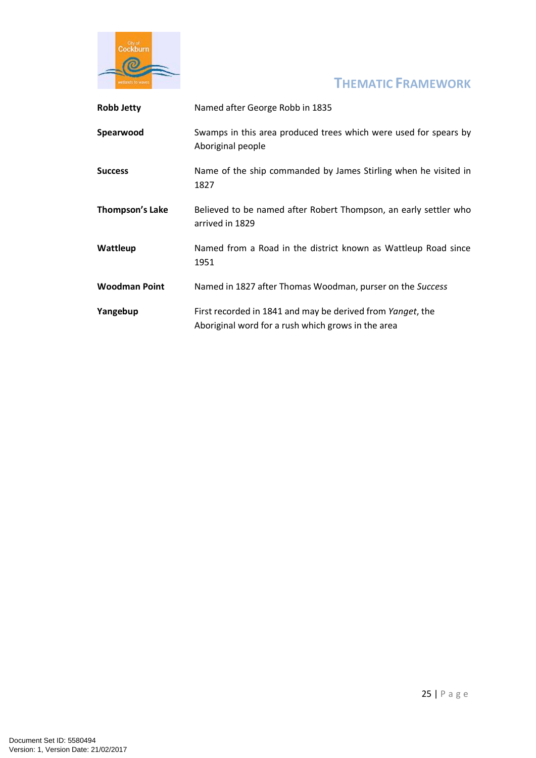| | |
|---|---|
| **Robb Jetty** | Named after George Robb in 1835 |
| **Spearwood** | Swamps in this area produced trees which were used for spears by Aboriginal people |
| **Success** | Name of the ship commanded by James Stirling when he visited in 1827 |
| **Thompson's Lake** | Believed to be named after Robert Thompson, an early settler who arrived in 1829 |
| **Wattleup** | Named from a Road in the district known as Wattleup Road since 1951 |
| **Woodman Point** | Named in 1827 after Thomas Woodman, purser on the *Success* |
| **Yangebup** | First recorded in 1841 and may be derived from *Yanget*, the Aboriginal word for a rush which grows in the area |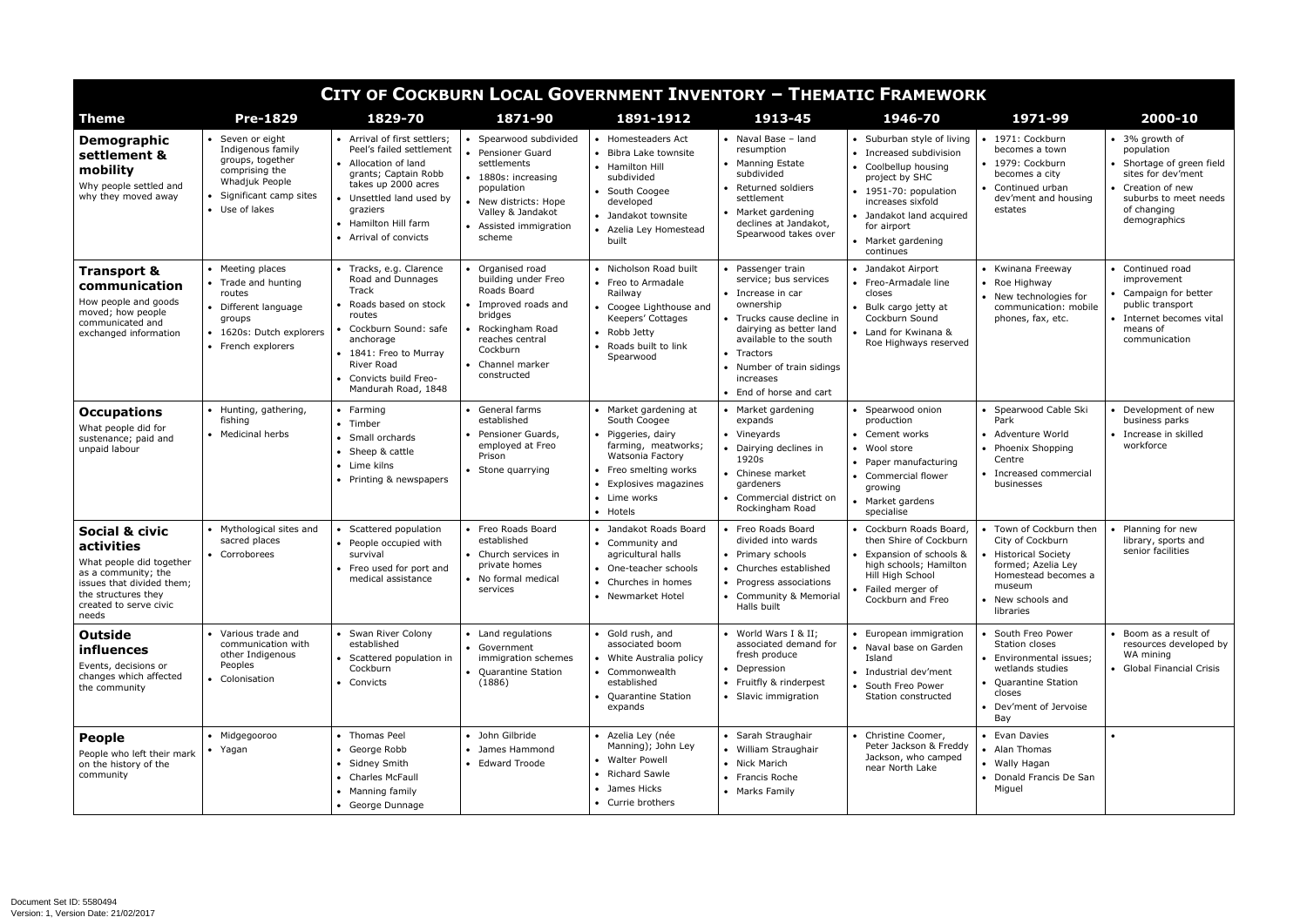# City of Cockburn Local Government Inventory – Thematic Framework

| Theme | Pre-1829 | 1829-70 | 1871-90 | 1891-1912 | 1913-45 | 1946-70 | 1971-99 | 2000-10 |
|---|---|---|---|---|---|---|---|---|
| **Demographic settlement & mobility** Why people settled and why they moved away | • Seven or eight Indigenous family groups, together comprising the Whadjuk People • Significant camp sites • Use of lakes | • Arrival of first settlers; Peel's failed settlement • Allocation of land grants; Captain Robb takes up 2000 acres • Unsettled land used by graziers • Hamilton Hill farm • Arrival of convicts | • Spearwood subdivided • Pensioner Guard settlements • 1880s: increasing population • New districts: Hope Valley & Jandakot • Assisted immigration scheme | • Homesteaders Act • Bibra Lake townsite • Hamilton Hill subdivided • South Coogee developed • Jandakot townsite • Azelia Ley Homestead built | • Naval Base – land resumption • Manning Estate subdivided • Returned soldiers settlement • Market gardening declines at Jandakot, Spearwood takes over | • Suburban style of living • Increased subdivision • Coolbellup housing project by SHC • 1951-70: population increases sixfold • Jandakot land acquired for airport • Market gardening continues | • 1971: Cockburn becomes a town • 1979: Cockburn becomes a city • Continued urban dev'ment and housing estates | • 3% growth of population • Shortage of green field sites for dev'ment • Creation of new suburbs to meet needs of changing demographics |
| **Transport & communication** How people and goods moved; how people communicated and exchanged information | • Meeting places • Trade and hunting routes • Different language groups • 1620s: Dutch explorers • French explorers | • Tracks, e.g. Clarence Road and Dunnages Track • Roads based on stock routes • Cockburn Sound: safe anchorage • 1841: Freo to Murray River Road • Convicts build Freo-Mandurah Road, 1848 | • Organised road building under Freo Roads Board • Improved roads and bridges • Rockingham Road reaches central Cockburn • Channel marker constructed | • Nicholson Road built • Freo to Armadale Railway • Coogee Lighthouse and Keepers' Cottages • Robb Jetty • Roads built to link Spearwood | • Passenger train service; bus services • Increase in car ownership • Trucks cause decline in dairying as better land available to the south • Tractors • Number of train sidings increases • End of horse and cart | • Jandakot Airport • Freo-Armadale line closes • Bulk cargo jetty at Cockburn Sound • Land for Kwinana & Roe Highways reserved | • Kwinana Freeway • Roe Highway • New technologies for communication: mobile phones, fax, etc. | • Continued road improvement • Campaign for better public transport • Internet becomes vital means of communication |
| **Occupations** What people did for sustenance; paid and unpaid labour | • Hunting, gathering, fishing • Medicinal herbs | • Farming • Timber • Small orchards • Sheep & cattle • Lime kilns • Printing & newspapers | • General farms established • Pensioner Guards, employed at Freo Prison • Stone quarrying | • Market gardening at South Coogee • Piggeries, dairy farming, meatworks; Watsonia Factory • Freo smelting works • Explosives magazines • Lime works • Hotels | • Market gardening expands • Vineyards • Dairying declines in 1920s • Chinese market gardeners • Commercial district on Rockingham Road | • Spearwood onion production • Cement works • Wool store • Paper manufacturing • Commercial flower growing • Market gardens specialise | • Spearwood Cable Ski Park • Adventure World • Phoenix Shopping Centre • Increased commercial businesses | • Development of new business parks • Increase in skilled workforce |
| **Social & civic activities** What people did together as a community; the issues that divided them; the structures they created to serve civic needs | • Mythological sites and sacred places • Corroborees | • Scattered population • People occupied with survival • Freo used for port and medical assistance | • Freo Roads Board established • Church services in private homes • No formal medical services | • Jandakot Roads Board • Community and agricultural halls • One-teacher schools • Churches in homes • Newmarket Hotel | • Freo Roads Board divided into wards • Primary schools • Churches established • Progress associations • Community & Memorial Halls built | • Cockburn Roads Board, then Shire of Cockburn • Expansion of schools & high schools; Hamilton Hill High School • Failed merger of Cockburn and Freo | • Town of Cockburn then City of Cockburn • Historical Society formed; Azelia Ley Homestead becomes a museum • New schools and libraries | • Planning for new library, sports and senior facilities |
| **Outside influences** Events, decisions or changes which affected the community | • Various trade and communication with other Indigenous Peoples • Colonisation | • Swan River Colony established • Scattered population in Cockburn • Convicts | • Land regulations • Government immigration schemes • Quarantine Station (1886) | • Gold rush, and associated boom • White Australia policy • Commonwealth established • Quarantine Station expands | • World Wars I & II; associated demand for fresh produce • Depression • Fruitfly & rinderpest • Slavic immigration | • European immigration • Naval base on Garden Island • Industrial dev'ment • South Freo Power Station constructed | • South Freo Power Station closes • Environmental issues; wetlands studies • Quarantine Station closes • Dev'ment of Jervoise Bay | • Boom as a result of resources developed by WA mining • Global Financial Crisis |
| **People** People who left their mark on the history of the community | • Midgegooroo • Yagan | • Thomas Peel • George Robb • Sidney Smith • Charles McFaull • Manning family • George Dunnage | • John Gilbride • James Hammond • Edward Troode | • Azelia Ley (née Manning); John Ley • Walter Powell • Richard Sawle • James Hicks • Currie brothers | • Sarah Straughair • William Straughair • Nick Marich • Francis Roche • Marks Family | • Christine Coomer, Peter Jackson & Freddy Jackson, who camped near North Lake | • Evan Davies • Alan Thomas • Wally Hagan • Donald Francis De San Miguel | • |

Document Set ID: 5580494
Version: 1, Version Date: 21/02/2017